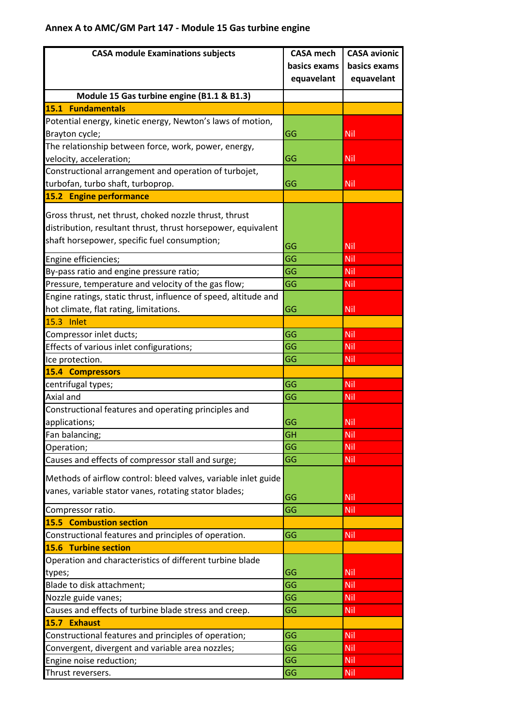## Annex A to AMC/GM Part 147 - Module 15 Gas turbine engine

| CASA module Examinations subjects | CASA mech basics exams equavelant | CASA avionic basics exams equavelant |
|---|---|---|
| **Module 15 Gas turbine engine (B1.1 & B1.3)** | | |
| **15.1 Fundamentals** | | |
| Potential energy, kinetic energy, Newton's laws of motion, Brayton cycle; | GG | Nil |
| The relationship between force, work, power, energy, velocity, acceleration; | GG | Nil |
| Constructional arrangement and operation of turbojet, turbofan, turbo shaft, turboprop. | GG | Nil |
| **15.2 Engine performance** | | |
| Gross thrust, net thrust, choked nozzle thrust, thrust distribution, resultant thrust, thrust horsepower, equivalent shaft horsepower, specific fuel consumption; | GG | Nil |
| Engine efficiencies; | GG | Nil |
| By-pass ratio and engine pressure ratio; | GG | Nil |
| Pressure, temperature and velocity of the gas flow; | GG | Nil |
| Engine ratings, static thrust, influence of speed, altitude and hot climate, flat rating, limitations. | GG | Nil |
| 15.3 Inlet | | |
| Compressor inlet ducts; | GG | Nil |
| Effects of various inlet configurations; | GG | Nil |
| Ice protection. | GG | Nil |
| **15.4 Compressors** | | |
| centrifugal types; | GG | Nil |
| Axial and | GG | Nil |
| Constructional features and operating principles and applications; | GG | Nil |
| Fan balancing; | GH | Nil |
| Operation; | GG | Nil |
| Causes and effects of compressor stall and surge; | GG | Nil |
| Methods of airflow control: bleed valves, variable inlet guide vanes, variable stator vanes, rotating stator blades; | GG | Nil |
| Compressor ratio. | GG | Nil |
| **15.5 Combustion section** | | |
| Constructional features and principles of operation. | GG | Nil |
| **15.6 Turbine section** | | |
| Operation and characteristics of different turbine blade types; | GG | Nil |
| Blade to disk attachment; | GG | Nil |
| Nozzle guide vanes; | GG | Nil |
| Causes and effects of turbine blade stress and creep. | GG | Nil |
| **15.7 Exhaust** | | |
| Constructional features and principles of operation; | GG | Nil |
| Convergent, divergent and variable area nozzles; | GG | Nil |
| Engine noise reduction; | GG | Nil |
| Thrust reversers. | GG | Nil |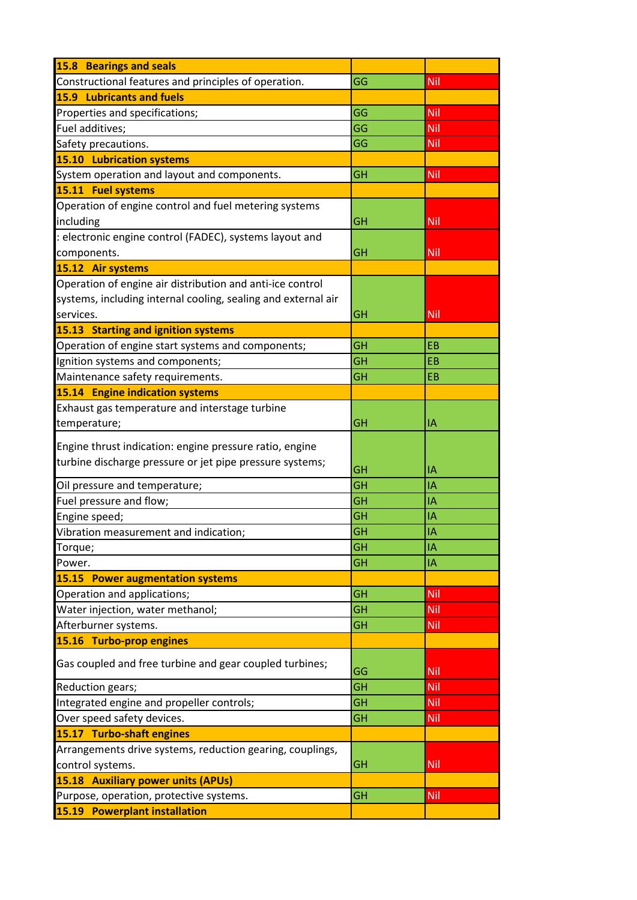| | | |
|---|---|---|
| **15.8 Bearings and seals** | | |
| Constructional features and principles of operation. | GG | Nil |
| **15.9 Lubricants and fuels** | | |
| Properties and specifications; | GG | Nil |
| Fuel additives; | GG | Nil |
| Safety precautions. | GG | Nil |
| **15.10 Lubrication systems** | | |
| System operation and layout and components. | GH | Nil |
| **15.11 Fuel systems** | | |
| Operation of engine control and fuel metering systems including | GH | Nil |
| : electronic engine control (FADEC), systems layout and components. | GH | Nil |
| **15.12 Air systems** | | |
| Operation of engine air distribution and anti-ice control systems, including internal cooling, sealing and external air services. | GH | Nil |
| **15.13 Starting and ignition systems** | | |
| Operation of engine start systems and components; | GH | EB |
| Ignition systems and components; | GH | EB |
| Maintenance safety requirements. | GH | EB |
| **15.14 Engine indication systems** | | |
| Exhaust gas temperature and interstage turbine temperature; | GH | IA |
| Engine thrust indication: engine pressure ratio, engine turbine discharge pressure or jet pipe pressure systems; | GH | IA |
| Oil pressure and temperature; | GH | IA |
| Fuel pressure and flow; | GH | IA |
| Engine speed; | GH | IA |
| Vibration measurement and indication; | GH | IA |
| Torque; | GH | IA |
| Power. | GH | IA |
| **15.15 Power augmentation systems** | | |
| Operation and applications; | GH | Nil |
| Water injection, water methanol; | GH | Nil |
| Afterburner systems. | GH | Nil |
| **15.16 Turbo-prop engines** | | |
| Gas coupled and free turbine and gear coupled turbines; | GG | Nil |
| Reduction gears; | GH | Nil |
| Integrated engine and propeller controls; | GH | Nil |
| Over speed safety devices. | GH | Nil |
| **15.17 Turbo-shaft engines** | | |
| Arrangements drive systems, reduction gearing, couplings, control systems. | GH | Nil |
| **15.18 Auxiliary power units (APUs)** | | |
| Purpose, operation, protective systems. | GH | Nil |
| **15.19 Powerplant installation** | | |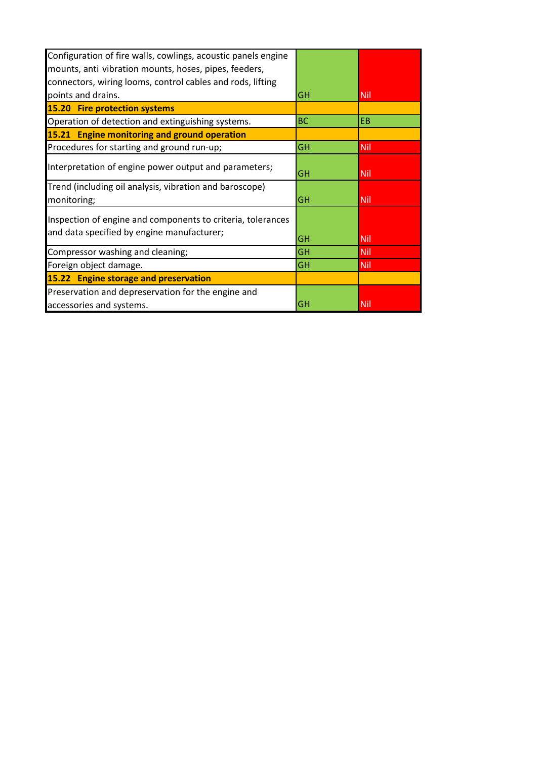| | | |
|---|---|---|
| Configuration of fire walls, cowlings, acoustic panels engine mounts, anti vibration mounts, hoses, pipes, feeders, connectors, wiring looms, control cables and rods, lifting points and drains. | GH | Nil |
| **15.20 Fire protection systems** | | |
| Operation of detection and extinguishing systems. | BC | EB |
| **15.21 Engine monitoring and ground operation** | | |
| Procedures for starting and ground run-up; | GH | Nil |
| Interpretation of engine power output and parameters; | GH | Nil |
| Trend (including oil analysis, vibration and baroscope) monitoring; | GH | Nil |
| Inspection of engine and components to criteria, tolerances and data specified by engine manufacturer; | GH | Nil |
| Compressor washing and cleaning; | GH | Nil |
| Foreign object damage. | GH | Nil |
| **15.22 Engine storage and preservation** | | |
| Preservation and depreservation for the engine and accessories and systems. | GH | Nil |